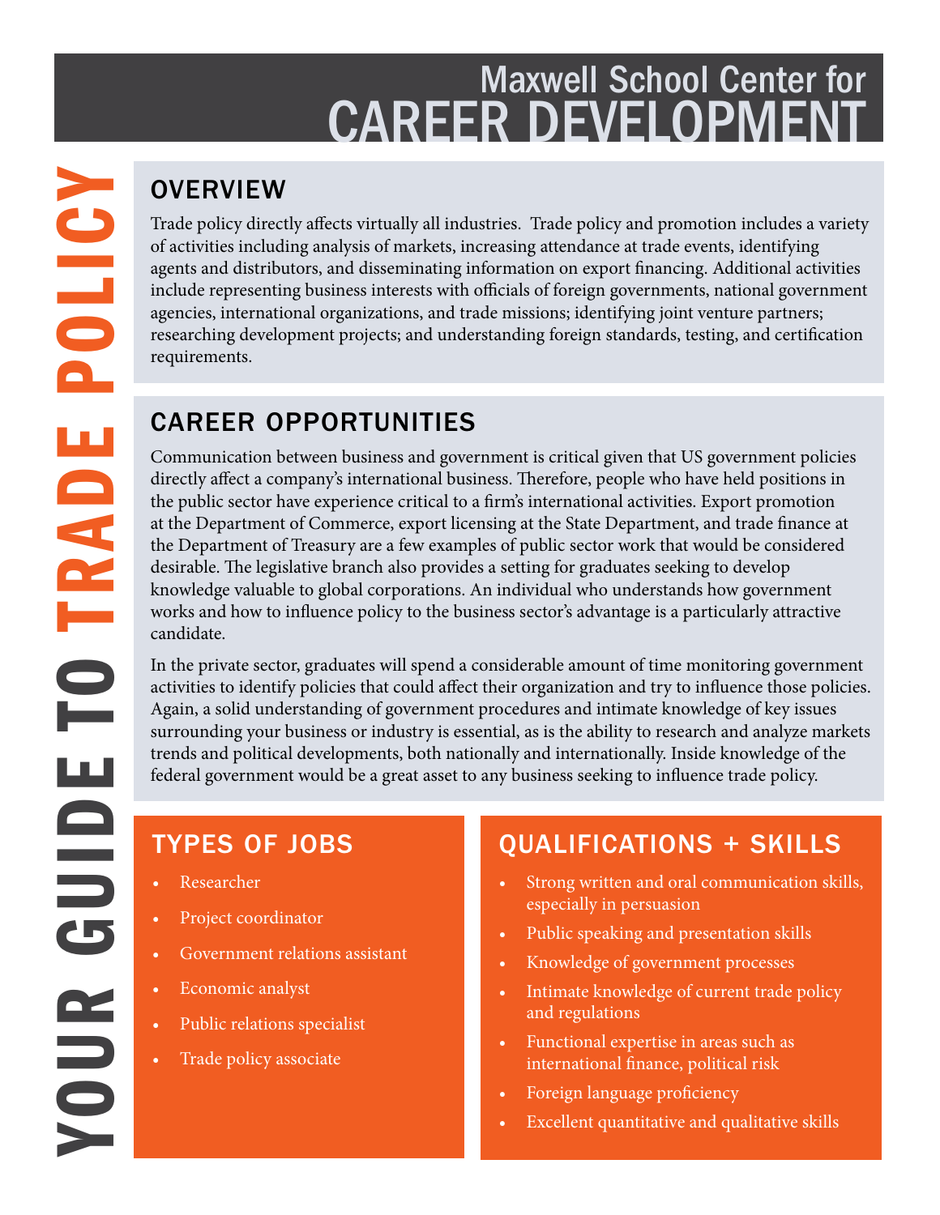Maxwell School Center for

# CAREER DEVELOPMENT

# YOUR GUIDE TO TRADE POLICY

## OVERVIEW

Trade policy directly affects virtually all industries. Trade policy and promotion includes a variety of activities including analysis of markets, increasing attendance at trade events, identifying agents and distributors, and disseminating information on export financing. Additional activities include representing business interests with officials of foreign governments, national government agencies, international organizations, and trade missions; identifying joint venture partners; researching development projects; and understanding foreign standards, testing, and certification requirements.

## CAREER OPPORTUNITIES

Communication between business and government is critical given that US government policies directly affect a company's international business. Therefore, people who have held positions in the public sector have experience critical to a firm's international activities. Export promotion at the Department of Commerce, export licensing at the State Department, and trade finance at the Department of Treasury are a few examples of public sector work that would be considered desirable. The legislative branch also provides a setting for graduates seeking to develop knowledge valuable to global corporations. An individual who understands how government works and how to influence policy to the business sector's advantage is a particularly attractive candidate.

In the private sector, graduates will spend a considerable amount of time monitoring government activities to identify policies that could affect their organization and try to influence those policies. Again, a solid understanding of government procedures and intimate knowledge of key issues surrounding your business or industry is essential, as is the ability to research and analyze markets trends and political developments, both nationally and internationally. Inside knowledge of the federal government would be a great asset to any business seeking to influence trade policy.

## TYPES OF JOBS

- Researcher
- Project coordinator
- Government relations assistant
- Economic analyst
- Public relations specialist
- Trade policy associate

## QUALIFICATIONS + SKILLS

- Strong written and oral communication skills, especially in persuasion
- Public speaking and presentation skills
- Knowledge of government processes
- Intimate knowledge of current trade policy and regulations
- Functional expertise in areas such as international finance, political risk
- Foreign language proficiency
- Excellent quantitative and qualitative skills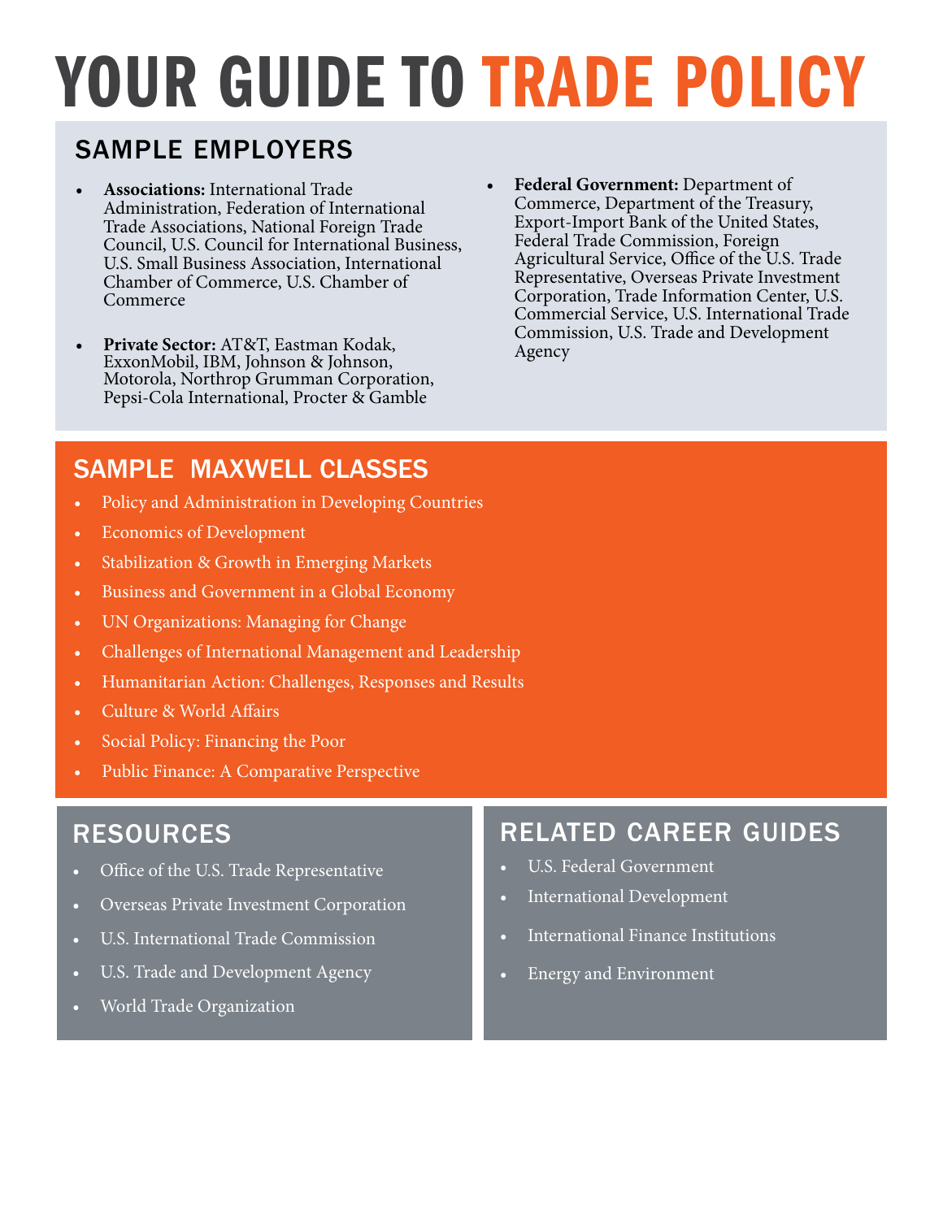# YOUR GUIDE TO TRADE POLICY

## SAMPLE EMPLOYERS

- **Associations:** International Trade Administration, Federation of International Trade Associations, National Foreign Trade Council, U.S. Council for International Business, U.S. Small Business Association, International Chamber of Commerce, U.S. Chamber of Commerce
- **Private Sector:** AT&T, Eastman Kodak, ExxonMobil, IBM, Johnson & Johnson, Motorola, Northrop Grumman Corporation, Pepsi-Cola International, Procter & Gamble
- **Federal Government:** Department of Commerce, Department of the Treasury, Export-Import Bank of the United States, Federal Trade Commission, Foreign Agricultural Service, Office of the U.S. Trade Representative, Overseas Private Investment Corporation, Trade Information Center, U.S. Commercial Service, U.S. International Trade Commission, U.S. Trade and Development Agency

## SAMPLE MAXWELL CLASSES

- Policy and Administration in Developing Countries
- Economics of Development
- Stabilization & Growth in Emerging Markets
- Business and Government in a Global Economy
- UN Organizations: Managing for Change
- Challenges of International Management and Leadership
- Humanitarian Action: Challenges, Responses and Results
- Culture & World Affairs
- Social Policy: Financing the Poor
- Public Finance: A Comparative Perspective

## RESOURCES

- Office of the U.S. Trade Representative
- Overseas Private Investment Corporation
- U.S. International Trade Commission
- U.S. Trade and Development Agency
- World Trade Organization

## RELATED CAREER GUIDES

- U.S. Federal Government
- International Development
- International Finance Institutions
- Energy and Environment